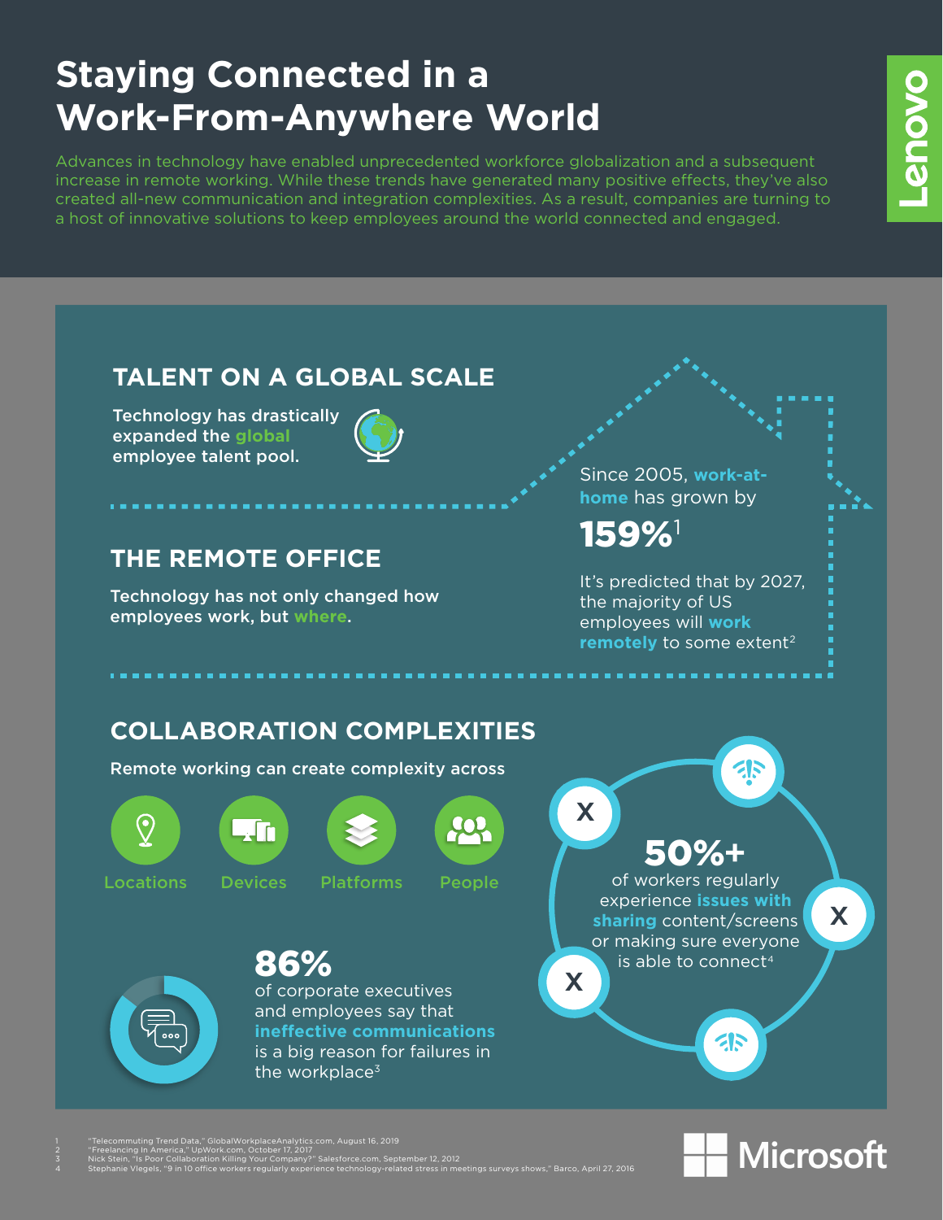# Staying Connected in a Work-From-Anywhere World

Advances in technology have enabled unprecedented workforce globalization and a subsequent increase in remote working. While these trends have generated many positive effects, they've also created all-new communication and integration complexities. As a result, companies are turning to a host of innovative solutions to keep employees around the world connected and engaged.

## TALENT ON A GLOBAL SCALE

Technology has drastically expanded the **global** employee talent pool.

## THE REMOTE OFFICE

Technology has not only changed how employees work, but **where**.

Since 2005, **work-at-home** has grown by

**159%**[1]

It's predicted that by 2027, the majority of US employees will **work remotely** to some extent[2]

## COLLABORATION COMPLEXITIES

Remote working can create complexity across

- Locations
- Devices
- Platforms
- People

**86%** of corporate executives and employees say that **ineffective communications** is a big reason for failures in the workplace[3]

**50%+** of workers regularly experience **issues with sharing** content/screens or making sure everyone is able to connect[4]

1 "Telecommuting Trend Data," GlobalWorkplaceAnalytics.com, August 16, 2019
2 "Freelancing In America," UpWork.com, October 17, 2017
3 Nick Stein, "Is Poor Collaboration Killing Your Company?" Salesforce.com, September 12, 2012
4 Stephanie Vlegels, "9 in 10 office workers regularly experience technology-related stress in meetings surveys shows," Barco, April 27, 2016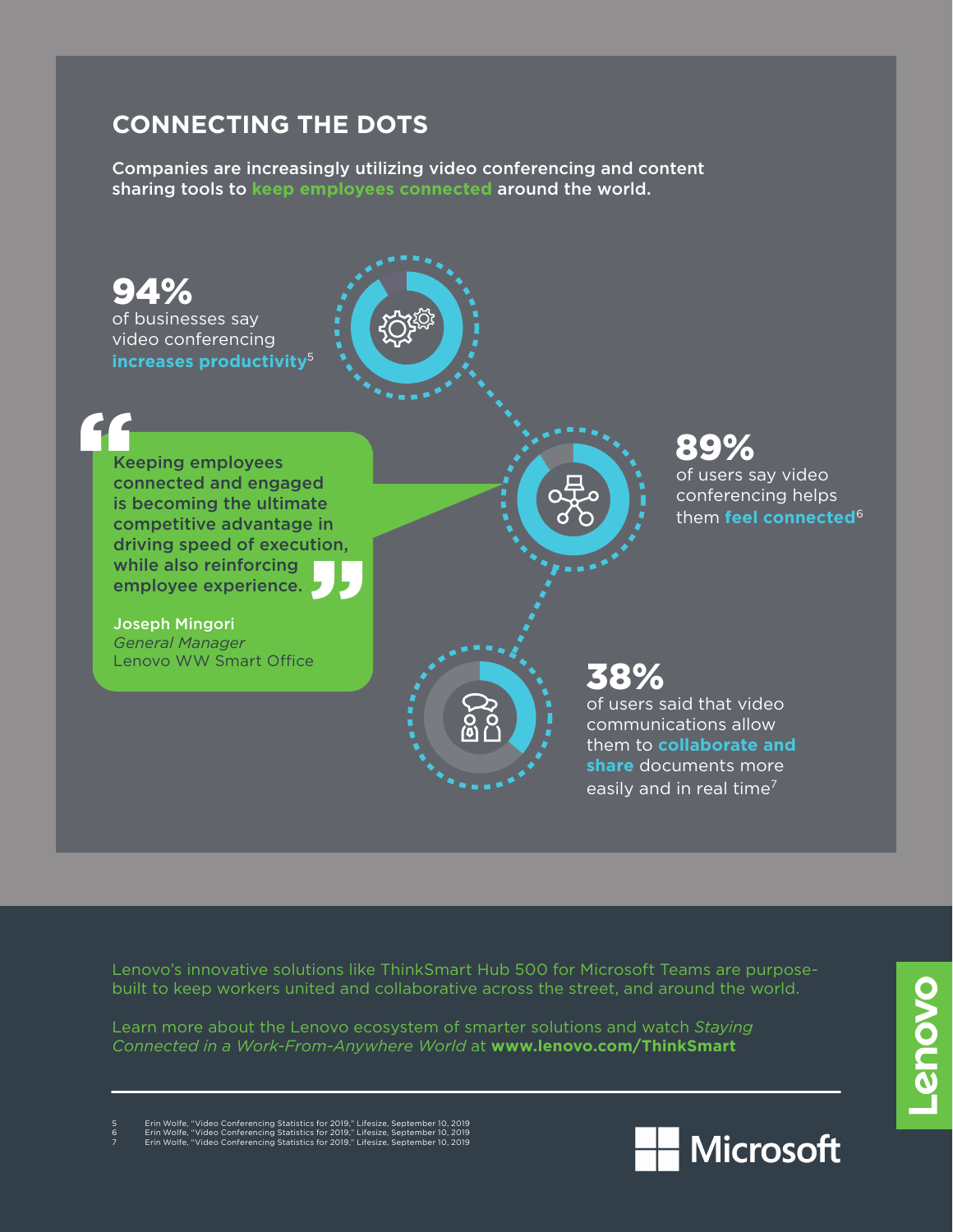## CONNECTING THE DOTS

**Companies are increasingly utilizing video conferencing and content sharing tools to keep employees connected around the world.**

**94%**
of businesses say video conferencing **increases productivity**[5]

> **Keeping employees connected and engaged is becoming the ultimate competitive advantage in driving speed of execution, while also reinforcing employee experience.**
>
> **Joseph Mingori**
> *General Manager*
> Lenovo WW Smart Office

**89%**
of users say video conferencing helps them **feel connected**[6]

**38%**
of users said that video communications allow them to **collaborate and share** documents more easily and in real time[7]

Lenovo's innovative solutions like ThinkSmart Hub 500 for Microsoft Teams are purpose-built to keep workers united and collaborative across the street, and around the world.

Learn more about the Lenovo ecosystem of smarter solutions and watch *Staying Connected in a Work-From-Anywhere World* at **www.lenovo.com/ThinkSmart**

---

5 Erin Wolfe, "Video Conferencing Statistics for 2019," Lifesize, September 10, 2019
6 Erin Wolfe, "Video Conferencing Statistics for 2019," Lifesize, September 10, 2019
7 Erin Wolfe, "Video Conferencing Statistics for 2019," Lifesize, September 10, 2019

Microsoft

Lenovo